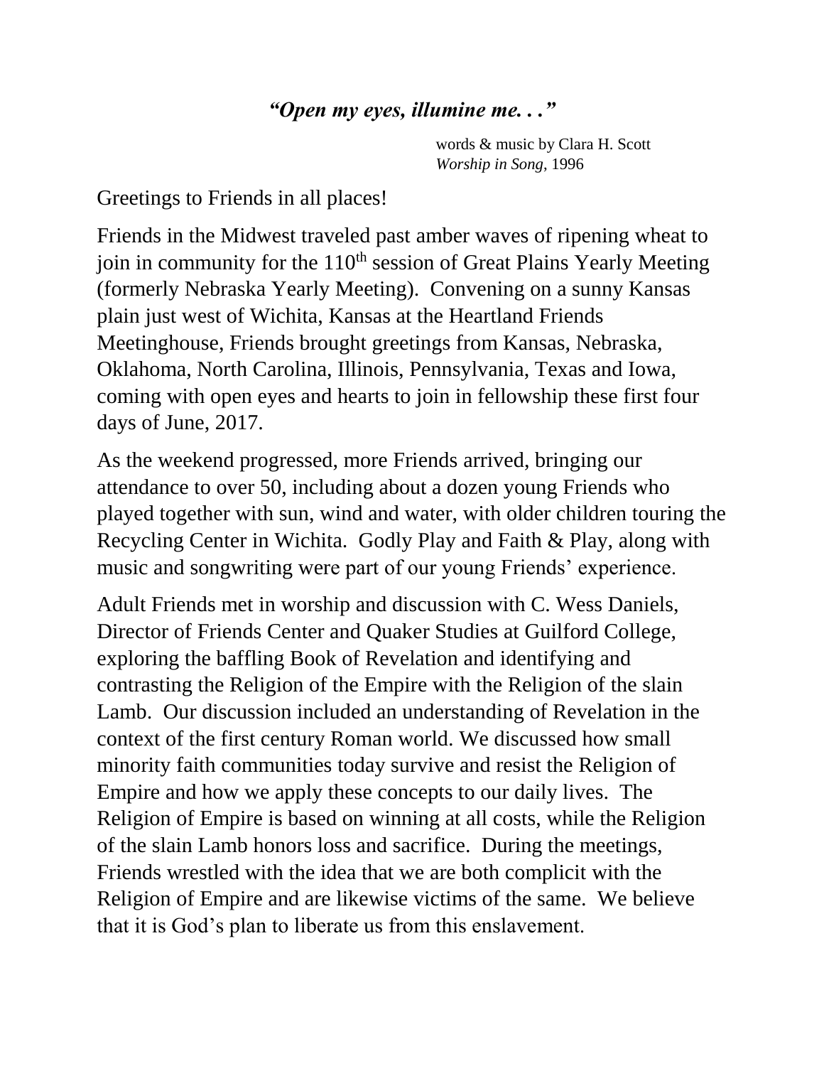***"Open my eyes, illumine me. . ."***

words & music by Clara H. Scott
*Worship in Song*, 1996

Greetings to Friends in all places!

Friends in the Midwest traveled past amber waves of ripening wheat to join in community for the 110th session of Great Plains Yearly Meeting (formerly Nebraska Yearly Meeting). Convening on a sunny Kansas plain just west of Wichita, Kansas at the Heartland Friends Meetinghouse, Friends brought greetings from Kansas, Nebraska, Oklahoma, North Carolina, Illinois, Pennsylvania, Texas and Iowa, coming with open eyes and hearts to join in fellowship these first four days of June, 2017.

As the weekend progressed, more Friends arrived, bringing our attendance to over 50, including about a dozen young Friends who played together with sun, wind and water, with older children touring the Recycling Center in Wichita. Godly Play and Faith & Play, along with music and songwriting were part of our young Friends' experience.

Adult Friends met in worship and discussion with C. Wess Daniels, Director of Friends Center and Quaker Studies at Guilford College, exploring the baffling Book of Revelation and identifying and contrasting the Religion of the Empire with the Religion of the slain Lamb. Our discussion included an understanding of Revelation in the context of the first century Roman world. We discussed how small minority faith communities today survive and resist the Religion of Empire and how we apply these concepts to our daily lives. The Religion of Empire is based on winning at all costs, while the Religion of the slain Lamb honors loss and sacrifice. During the meetings, Friends wrestled with the idea that we are both complicit with the Religion of Empire and are likewise victims of the same. We believe that it is God's plan to liberate us from this enslavement.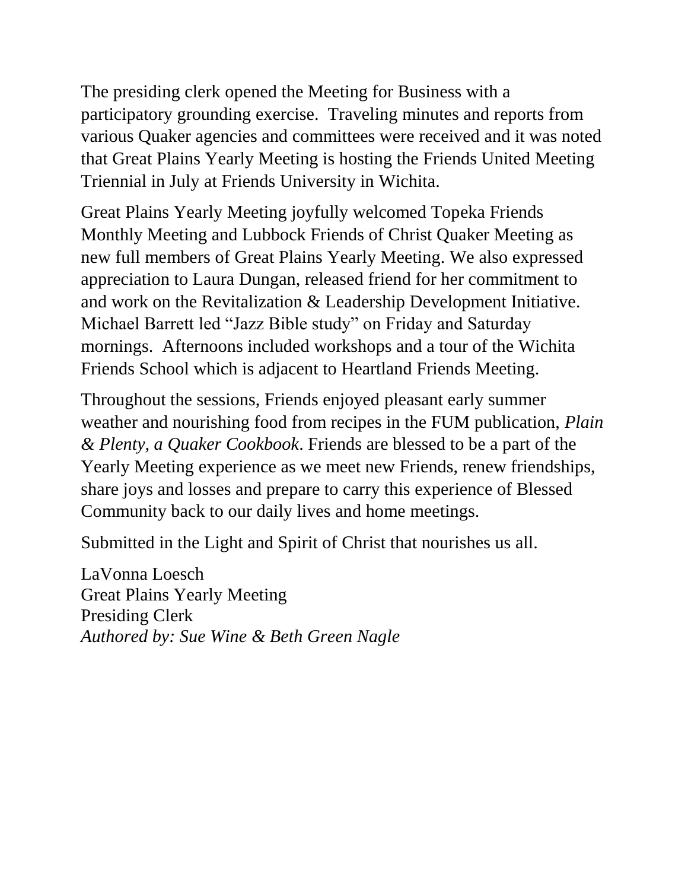The presiding clerk opened the Meeting for Business with a participatory grounding exercise. Traveling minutes and reports from various Quaker agencies and committees were received and it was noted that Great Plains Yearly Meeting is hosting the Friends United Meeting Triennial in July at Friends University in Wichita.

Great Plains Yearly Meeting joyfully welcomed Topeka Friends Monthly Meeting and Lubbock Friends of Christ Quaker Meeting as new full members of Great Plains Yearly Meeting. We also expressed appreciation to Laura Dungan, released friend for her commitment to and work on the Revitalization & Leadership Development Initiative. Michael Barrett led "Jazz Bible study" on Friday and Saturday mornings. Afternoons included workshops and a tour of the Wichita Friends School which is adjacent to Heartland Friends Meeting.

Throughout the sessions, Friends enjoyed pleasant early summer weather and nourishing food from recipes in the FUM publication, *Plain & Plenty, a Quaker Cookbook*. Friends are blessed to be a part of the Yearly Meeting experience as we meet new Friends, renew friendships, share joys and losses and prepare to carry this experience of Blessed Community back to our daily lives and home meetings.

Submitted in the Light and Spirit of Christ that nourishes us all.

LaVonna Loesch
Great Plains Yearly Meeting
Presiding Clerk
*Authored by: Sue Wine & Beth Green Nagle*